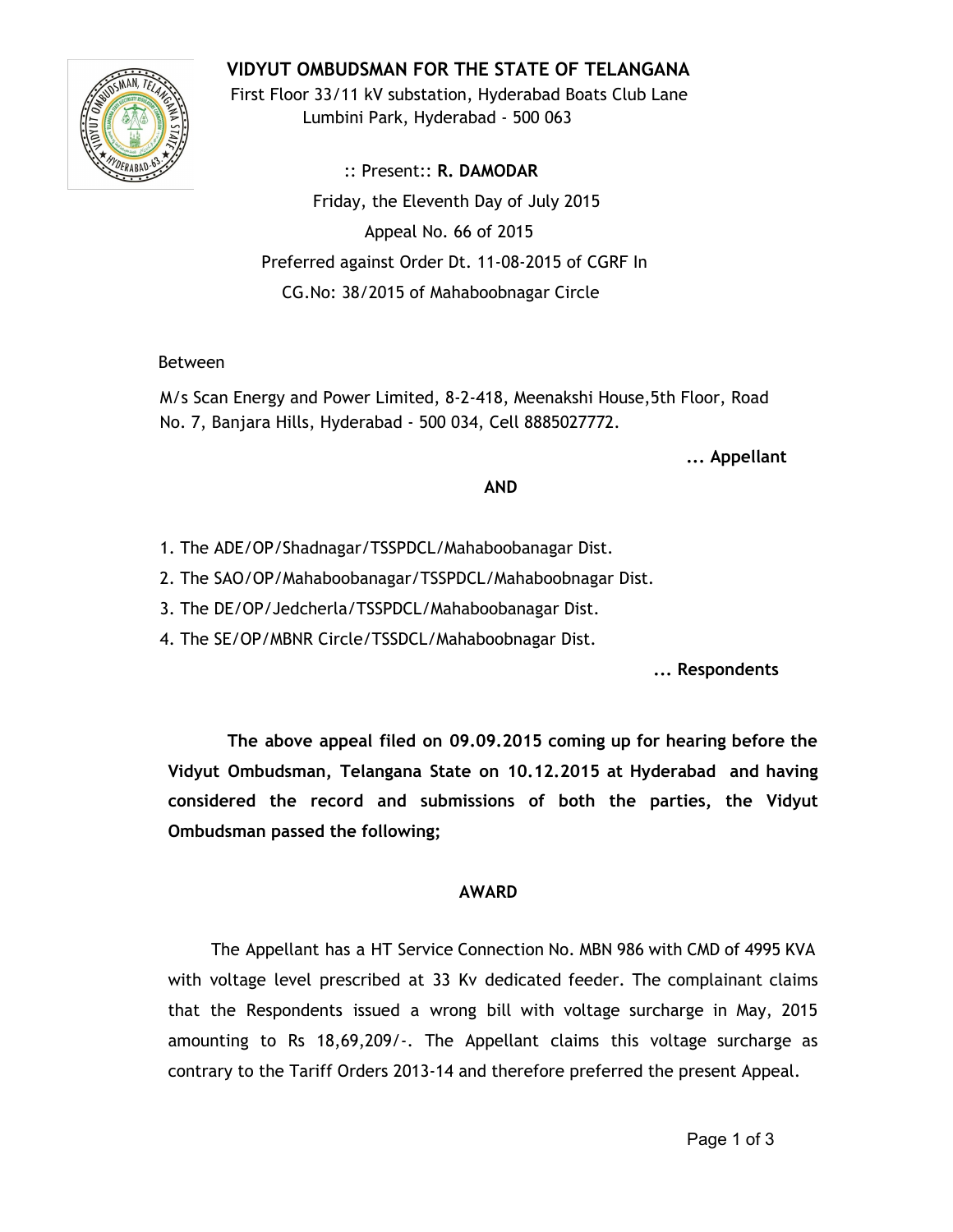# VIDYUT OMBUDSMAN FOR THE STATE OF TELANGANA

First Floor 33/11 kV substation, Hyderabad Boats Club Lane
Lumbini Park, Hyderabad - 500 063

:: Present:: **R. DAMODAR**

Friday, the Eleventh Day of July 2015

Appeal No. 66 of 2015

Preferred against Order Dt. 11-08-2015 of CGRF In
CG.No: 38/2015 of Mahaboobnagar Circle

Between

M/s Scan Energy and Power Limited, 8-2-418, Meenakshi House,5th Floor, Road No. 7, Banjara Hills, Hyderabad - 500 034, Cell 8885027772.

**... Appellant**

**AND**

1. The ADE/OP/Shadnagar/TSSPDCL/Mahaboobanagar Dist.
2. The SAO/OP/Mahaboobanagar/TSSPDCL/Mahaboobnagar Dist.
3. The DE/OP/Jedcherla/TSSPDCL/Mahaboobanagar Dist.
4. The SE/OP/MBNR Circle/TSSDCL/Mahaboobnagar Dist.

**... Respondents**

**The above appeal filed on 09.09.2015 coming up for hearing before the Vidyut Ombudsman, Telangana State on 10.12.2015 at Hyderabad and having considered the record and submissions of both the parties, the Vidyut Ombudsman passed the following;**

**AWARD**

The Appellant has a HT Service Connection No. MBN 986 with CMD of 4995 KVA with voltage level prescribed at 33 Kv dedicated feeder. The complainant claims that the Respondents issued a wrong bill with voltage surcharge in May, 2015 amounting to Rs 18,69,209/-. The Appellant claims this voltage surcharge as contrary to the Tariff Orders 2013-14 and therefore preferred the present Appeal.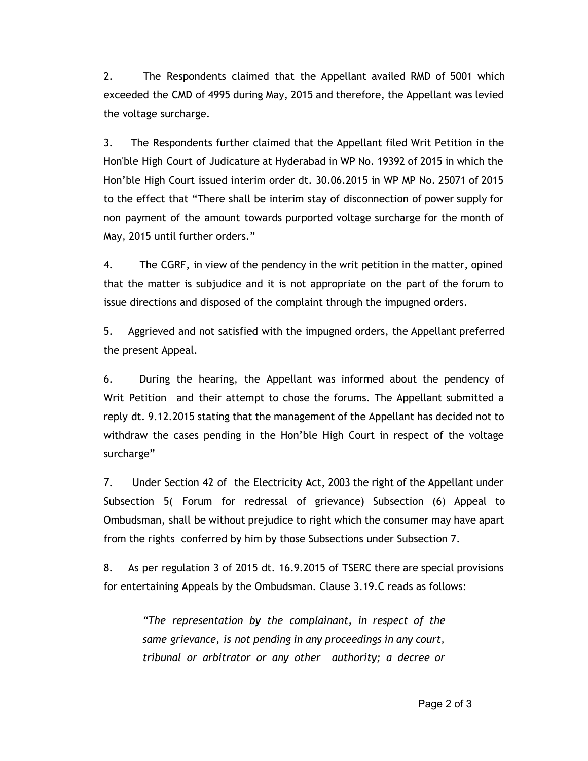2. The Respondents claimed that the Appellant availed RMD of 5001 which exceeded the CMD of 4995 during May, 2015 and therefore, the Appellant was levied the voltage surcharge.

3. The Respondents further claimed that the Appellant filed Writ Petition in the Hon'ble High Court of Judicature at Hyderabad in WP No. 19392 of 2015 in which the Hon'ble High Court issued interim order dt. 30.06.2015 in WP MP No. 25071 of 2015 to the effect that "There shall be interim stay of disconnection of power supply for non payment of the amount towards purported voltage surcharge for the month of May, 2015 until further orders."

4. The CGRF, in view of the pendency in the writ petition in the matter, opined that the matter is subjudice and it is not appropriate on the part of the forum to issue directions and disposed of the complaint through the impugned orders.

5. Aggrieved and not satisfied with the impugned orders, the Appellant preferred the present Appeal.

6. During the hearing, the Appellant was informed about the pendency of Writ Petition and their attempt to chose the forums. The Appellant submitted a reply dt. 9.12.2015 stating that the management of the Appellant has decided not to withdraw the cases pending in the Hon'ble High Court in respect of the voltage surcharge"

7. Under Section 42 of the Electricity Act, 2003 the right of the Appellant under Subsection 5( Forum for redressal of grievance) Subsection (6) Appeal to Ombudsman, shall be without prejudice to right which the consumer may have apart from the rights conferred by him by those Subsections under Subsection 7.

8. As per regulation 3 of 2015 dt. 16.9.2015 of TSERC there are special provisions for entertaining Appeals by the Ombudsman. Clause 3.19.C reads as follows:

> *"The representation by the complainant, in respect of the same grievance, is not pending in any proceedings in any court, tribunal or arbitrator or any other authority; a decree or*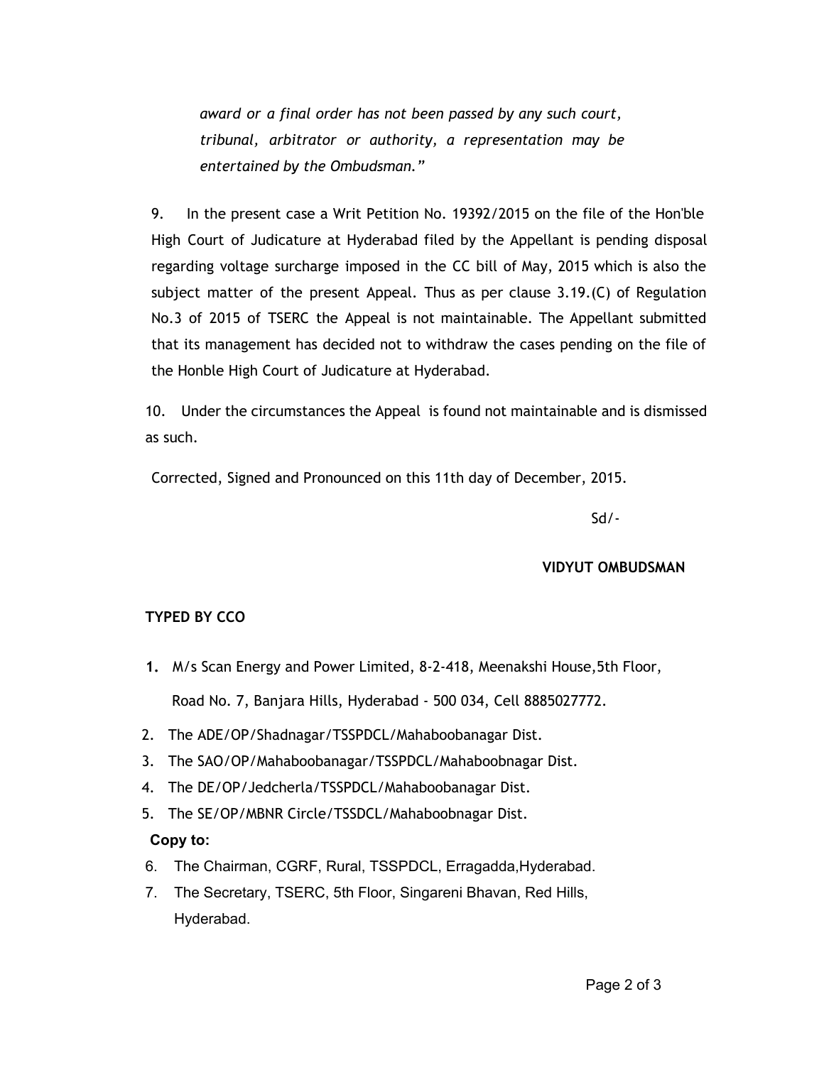*award or a final order has not been passed by any such court, tribunal, arbitrator or authority, a representation may be entertained by the Ombudsman."*

9. In the present case a Writ Petition No. 19392/2015 on the file of the Hon'ble High Court of Judicature at Hyderabad filed by the Appellant is pending disposal regarding voltage surcharge imposed in the CC bill of May, 2015 which is also the subject matter of the present Appeal. Thus as per clause 3.19.(C) of Regulation No.3 of 2015 of TSERC the Appeal is not maintainable. The Appellant submitted that its management has decided not to withdraw the cases pending on the file of the Honble High Court of Judicature at Hyderabad.

10. Under the circumstances the Appeal is found not maintainable and is dismissed as such.

Corrected, Signed and Pronounced on this 11th day of December, 2015.

Sd/-

**VIDYUT OMBUDSMAN**

**TYPED BY CCO**

1. M/s Scan Energy and Power Limited, 8-2-418, Meenakshi House,5th Floor, Road No. 7, Banjara Hills, Hyderabad - 500 034, Cell 8885027772.
2. The ADE/OP/Shadnagar/TSSPDCL/Mahaboobanagar Dist.
3. The SAO/OP/Mahaboobanagar/TSSPDCL/Mahaboobnagar Dist.
4. The DE/OP/Jedcherla/TSSPDCL/Mahaboobanagar Dist.
5. The SE/OP/MBNR Circle/TSSDCL/Mahaboobnagar Dist.

**Copy to:**

6. The Chairman, CGRF, Rural, TSSPDCL, Erragadda,Hyderabad.
7. The Secretary, TSERC, 5th Floor, Singareni Bhavan, Red Hills, Hyderabad.